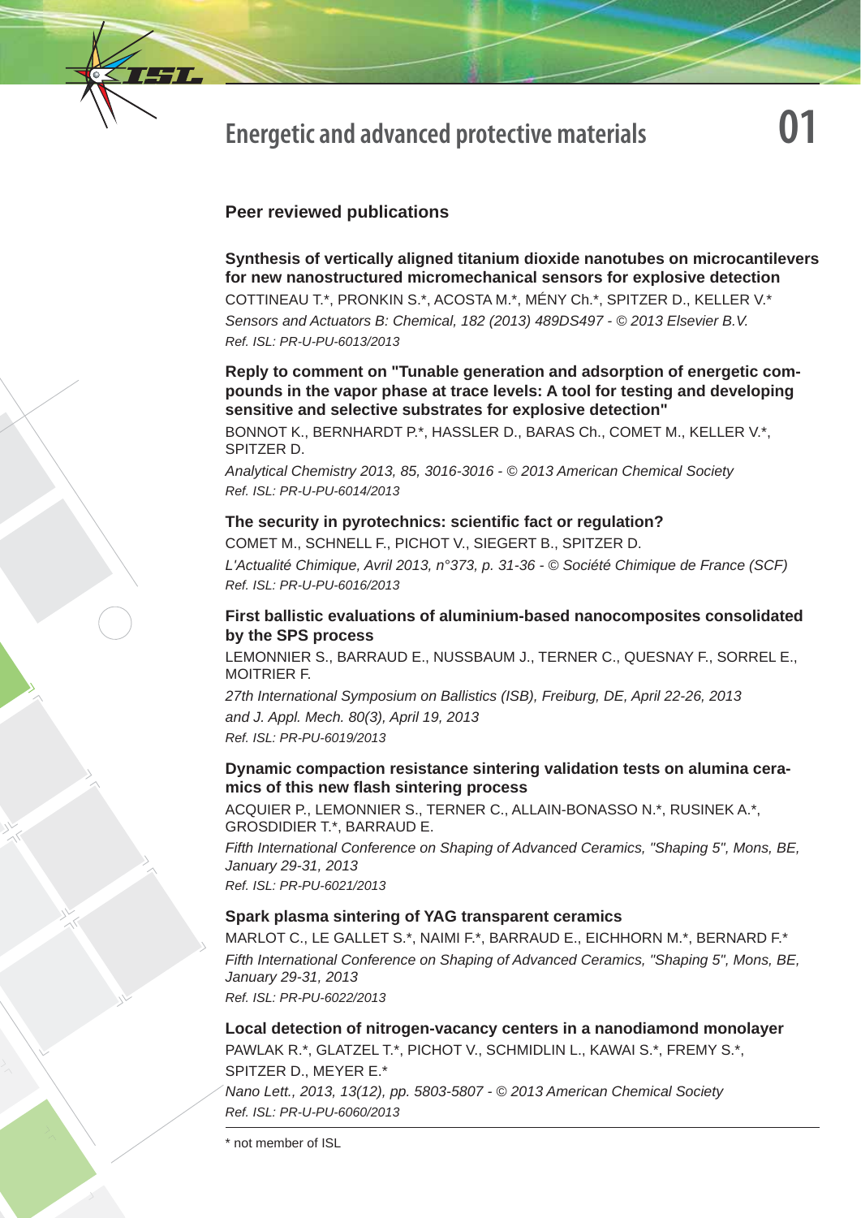# Energetic and advanced protective materials

## 01

### Peer reviewed publications

**Synthesis of vertically aligned titanium dioxide nanotubes on microcantilevers for new nanostructured micromechanical sensors for explosive detection**

COTTINEAU T.*, PRONKIN S.*, ACOSTA M.*, MÉNY Ch.*, SPITZER D., KELLER V.*

*Sensors and Actuators B: Chemical, 182 (2013) 489DS497 - © 2013 Elsevier B.V.*

*Ref. ISL: PR-U-PU-6013/2013*

**Reply to comment on "Tunable generation and adsorption of energetic compounds in the vapor phase at trace levels: A tool for testing and developing sensitive and selective substrates for explosive detection"**

BONNOT K., BERNHARDT P.*, HASSLER D., BARAS Ch., COMET M., KELLER V.*, SPITZER D.

*Analytical Chemistry 2013, 85, 3016-3016 - © 2013 American Chemical Society*

*Ref. ISL: PR-U-PU-6014/2013*

**The security in pyrotechnics: scientific fact or regulation?**

COMET M., SCHNELL F., PICHOT V., SIEGERT B., SPITZER D.

*L'Actualité Chimique, Avril 2013, n°373, p. 31-36 - © Société Chimique de France (SCF)*

*Ref. ISL: PR-U-PU-6016/2013*

**First ballistic evaluations of aluminium-based nanocomposites consolidated by the SPS process**

LEMONNIER S., BARRAUD E., NUSSBAUM J., TERNER C., QUESNAY F., SORREL E., MOITRIER F.

*27th International Symposium on Ballistics (ISB), Freiburg, DE, April 22-26, 2013 and J. Appl. Mech. 80(3), April 19, 2013*

*Ref. ISL: PR-PU-6019/2013*

**Dynamic compaction resistance sintering validation tests on alumina ceramics of this new flash sintering process**

ACQUIER P., LEMONNIER S., TERNER C., ALLAIN-BONASSO N.*, RUSINEK A.*, GROSDIDIER T.*, BARRAUD E.

*Fifth International Conference on Shaping of Advanced Ceramics, "Shaping 5", Mons, BE, January 29-31, 2013*

*Ref. ISL: PR-PU-6021/2013*

**Spark plasma sintering of YAG transparent ceramics**

MARLOT C., LE GALLET S.*, NAIMI F.*, BARRAUD E., EICHHORN M.*, BERNARD F.*

*Fifth International Conference on Shaping of Advanced Ceramics, "Shaping 5", Mons, BE, January 29-31, 2013*

*Ref. ISL: PR-PU-6022/2013*

**Local detection of nitrogen-vacancy centers in a nanodiamond monolayer**

PAWLAK R.*, GLATZEL T.*, PICHOT V., SCHMIDLIN L., KAWAI S.*, FREMY S.*, SPITZER D., MEYER E.*

*Nano Lett., 2013, 13(12), pp. 5803-5807 - © 2013 American Chemical Society*

*Ref. ISL: PR-U-PU-6060/2013*

---

\* not member of ISL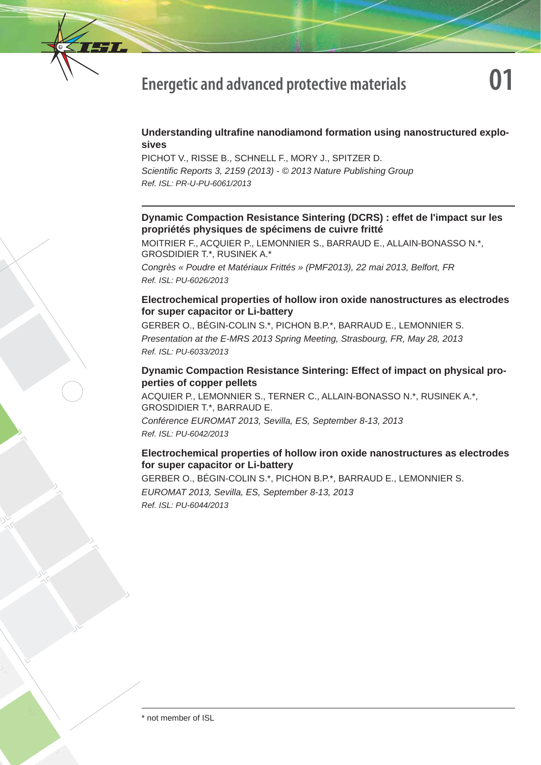# Energetic and advanced protective materials

## 01

**Understanding ultrafine nanodiamond formation using nanostructured explosives**

PICHOT V., RISSE B., SCHNELL F., MORY J., SPITZER D.

*Scientific Reports 3, 2159 (2013) - © 2013 Nature Publishing Group*

*Ref. ISL: PR-U-PU-6061/2013*

---

**Dynamic Compaction Resistance Sintering (DCRS) : effet de l'impact sur les propriétés physiques de spécimens de cuivre fritté**

MOITRIER F., ACQUIER P., LEMONNIER S., BARRAUD E., ALLAIN-BONASSO N.*, GROSDIDIER T.*, RUSINEK A.*

*Congrès « Poudre et Matériaux Frittés » (PMF2013), 22 mai 2013, Belfort, FR*

*Ref. ISL: PU-6026/2013*

**Electrochemical properties of hollow iron oxide nanostructures as electrodes for super capacitor or Li-battery**

GERBER O., BÉGIN-COLIN S.*, PICHON B.P.*, BARRAUD E., LEMONNIER S.

*Presentation at the E-MRS 2013 Spring Meeting, Strasbourg, FR, May 28, 2013*

*Ref. ISL: PU-6033/2013*

**Dynamic Compaction Resistance Sintering: Effect of impact on physical properties of copper pellets**

ACQUIER P., LEMONNIER S., TERNER C., ALLAIN-BONASSO N.*, RUSINEK A.*, GROSDIDIER T.*, BARRAUD E.

*Conférence EUROMAT 2013, Sevilla, ES, September 8-13, 2013*

*Ref. ISL: PU-6042/2013*

**Electrochemical properties of hollow iron oxide nanostructures as electrodes for super capacitor or Li-battery**

GERBER O., BÉGIN-COLIN S.*, PICHON B.P.*, BARRAUD E., LEMONNIER S.

*EUROMAT 2013, Sevilla, ES, September 8-13, 2013*

*Ref. ISL: PU-6044/2013*

---

* not member of ISL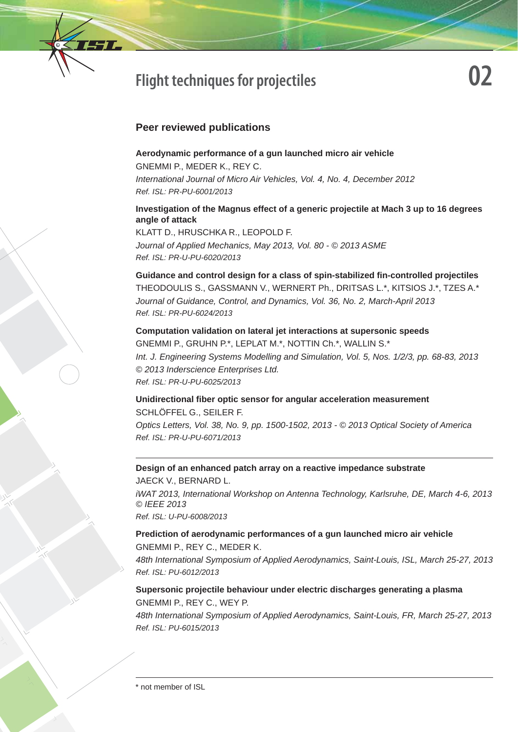# Flight techniques for projectiles

02

## Peer reviewed publications

**Aerodynamic performance of a gun launched micro air vehicle**
GNEMMI P., MEDER K., REY C.
*International Journal of Micro Air Vehicles, Vol. 4, No. 4, December 2012*
*Ref. ISL: PR-PU-6001/2013*

**Investigation of the Magnus effect of a generic projectile at Mach 3 up to 16 degrees angle of attack**
KLATT D., HRUSCHKA R., LEOPOLD F.
*Journal of Applied Mechanics, May 2013, Vol. 80 - © 2013 ASME*
*Ref. ISL: PR-U-PU-6020/2013*

**Guidance and control design for a class of spin-stabilized fin-controlled projectiles**
THEODOULIS S., GASSMANN V., WERNERT Ph., DRITSAS L.*, KITSIOS J.*, TZES A.*
*Journal of Guidance, Control, and Dynamics, Vol. 36, No. 2, March-April 2013*
*Ref. ISL: PR-PU-6024/2013*

**Computation validation on lateral jet interactions at supersonic speeds**
GNEMMI P., GRUHN P.*, LEPLAT M.*, NOTTIN Ch.*, WALLIN S.*
*Int. J. Engineering Systems Modelling and Simulation, Vol. 5, Nos. 1/2/3, pp. 68-83, 2013 © 2013 Inderscience Enterprises Ltd.*
*Ref. ISL: PR-U-PU-6025/2013*

**Unidirectional fiber optic sensor for angular acceleration measurement**
SCHLÖFFEL G., SEILER F.
*Optics Letters, Vol. 38, No. 9, pp. 1500-1502, 2013 - © 2013 Optical Society of America*
*Ref. ISL: PR-U-PU-6071/2013*

---

**Design of an enhanced patch array on a reactive impedance substrate**
JAECK V., BERNARD L.
*iWAT 2013, International Workshop on Antenna Technology, Karlsruhe, DE, March 4-6, 2013 © IEEE 2013*
*Ref. ISL: U-PU-6008/2013*

**Prediction of aerodynamic performances of a gun launched micro air vehicle**
GNEMMI P., REY C., MEDER K.
*48th International Symposium of Applied Aerodynamics, Saint-Louis, ISL, March 25-27, 2013*
*Ref. ISL: PU-6012/2013*

**Supersonic projectile behaviour under electric discharges generating a plasma**
GNEMMI P., REY C., WEY P.
*48th International Symposium of Applied Aerodynamics, Saint-Louis, FR, March 25-27, 2013*
*Ref. ISL: PU-6015/2013*

---

\* not member of ISL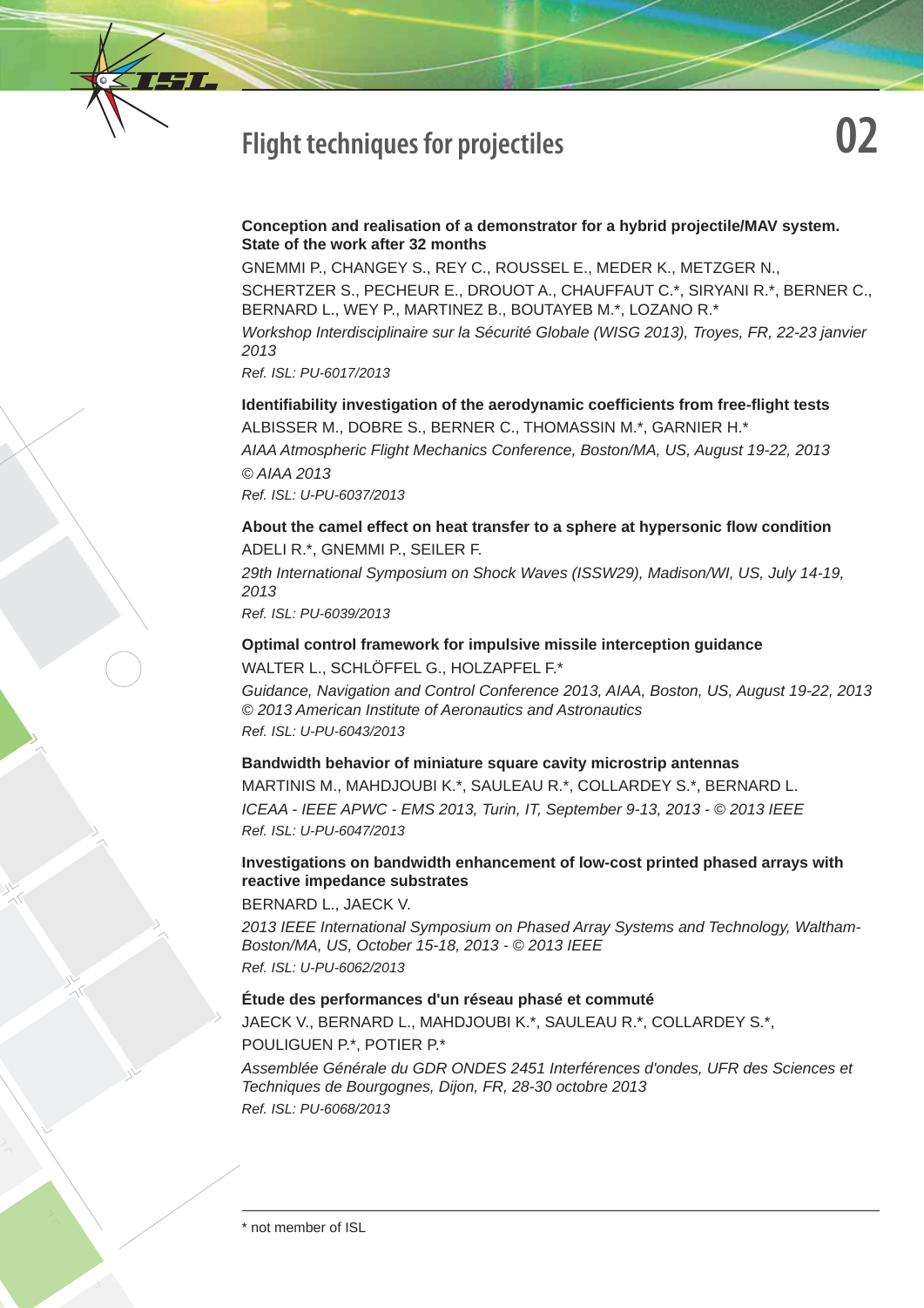# Flight techniques for projectiles

# 02

**Conception and realisation of a demonstrator for a hybrid projectile/MAV system. State of the work after 32 months**

GNEMMI P., CHANGEY S., REY C., ROUSSEL E., MEDER K., METZGER N., SCHERTZER S., PECHEUR E., DROUOT A., CHAUFFAUT C.*, SIRYANI R.*, BERNER C., BERNARD L., WEY P., MARTINEZ B., BOUTAYEB M.*, LOZANO R.*

*Workshop Interdisciplinaire sur la Sécurité Globale (WISG 2013), Troyes, FR, 22-23 janvier 2013*

*Ref. ISL: PU-6017/2013*

**Identifiability investigation of the aerodynamic coefficients from free-flight tests**

ALBISSER M., DOBRE S., BERNER C., THOMASSIN M.*, GARNIER H.*

*AIAA Atmospheric Flight Mechanics Conference, Boston/MA, US, August 19-22, 2013*

*© AIAA 2013*

*Ref. ISL: U-PU-6037/2013*

**About the camel effect on heat transfer to a sphere at hypersonic flow condition**

ADELI R.*, GNEMMI P., SEILER F.

*29th International Symposium on Shock Waves (ISSW29), Madison/WI, US, July 14-19, 2013*

*Ref. ISL: PU-6039/2013*

**Optimal control framework for impulsive missile interception guidance**

WALTER L., SCHLÖFFEL G., HOLZAPFEL F.*

*Guidance, Navigation and Control Conference 2013, AIAA, Boston, US, August 19-22, 2013*
*© 2013 American Institute of Aeronautics and Astronautics*

*Ref. ISL: U-PU-6043/2013*

**Bandwidth behavior of miniature square cavity microstrip antennas**

MARTINIS M., MAHDJOUBI K.*, SAULEAU R.*, COLLARDEY S.*, BERNARD L.

*ICEAA - IEEE APWC - EMS 2013, Turin, IT, September 9-13, 2013 - © 2013 IEEE*

*Ref. ISL: U-PU-6047/2013*

**Investigations on bandwidth enhancement of low-cost printed phased arrays with reactive impedance substrates**

BERNARD L., JAECK V.

*2013 IEEE International Symposium on Phased Array Systems and Technology, Waltham-Boston/MA, US, October 15-18, 2013 - © 2013 IEEE*

*Ref. ISL: U-PU-6062/2013*

**Étude des performances d'un réseau phasé et commuté**

JAECK V., BERNARD L., MAHDJOUBI K.*, SAULEAU R.*, COLLARDEY S.*, POULIGUEN P.*, POTIER P.*

*Assemblée Générale du GDR ONDES 2451 Interférences d'ondes, UFR des Sciences et Techniques de Bourgognes, Dijon, FR, 28-30 octobre 2013*

*Ref. ISL: PU-6068/2013*

\* not member of ISL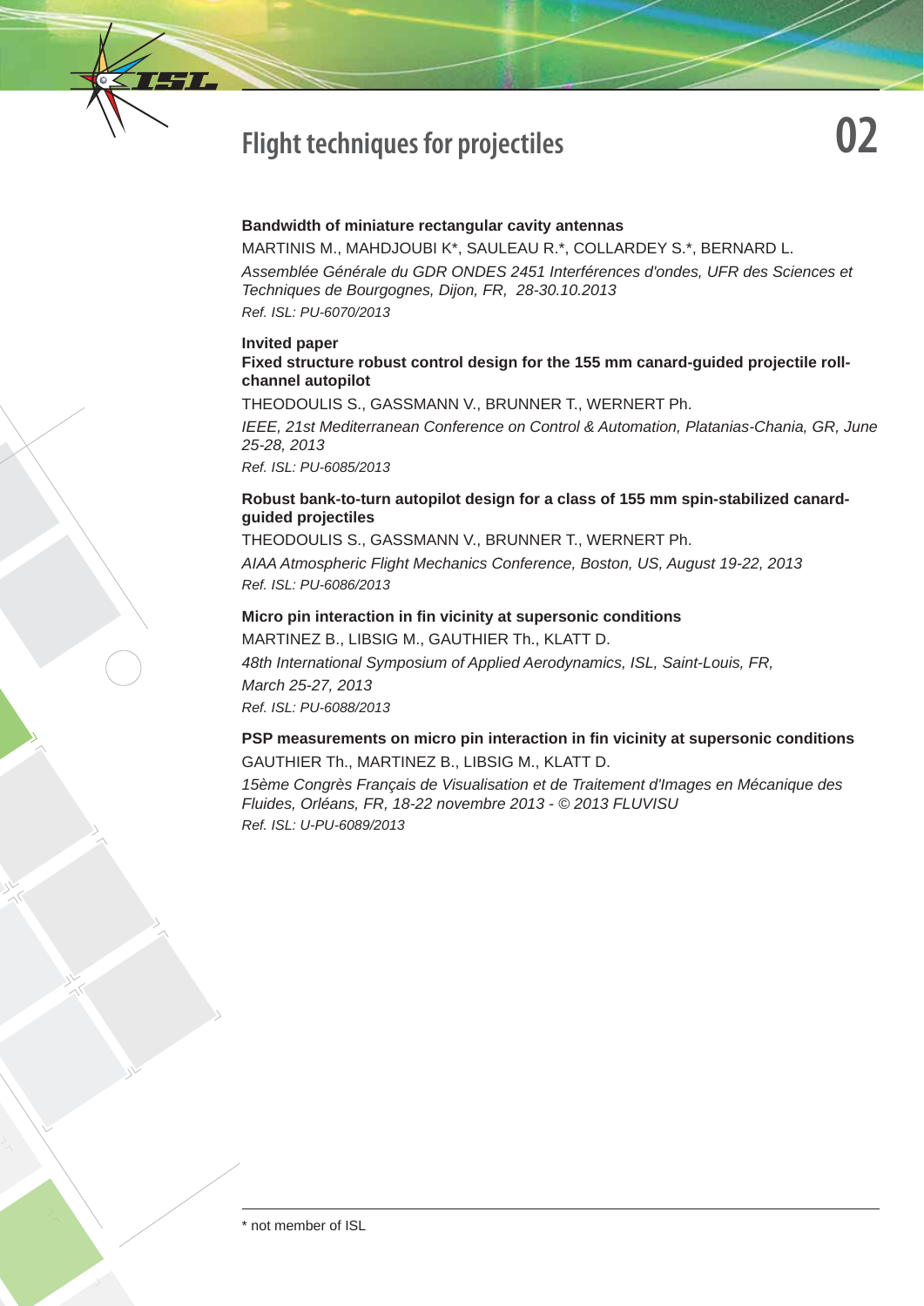# Flight techniques for projectiles

## 02

**Bandwidth of miniature rectangular cavity antennas**

MARTINIS M., MAHDJOUBI K*, SAULEAU R.*, COLLARDEY S.*, BERNARD L.

*Assemblée Générale du GDR ONDES 2451 Interférences d'ondes, UFR des Sciences et Techniques de Bourgognes, Dijon, FR, 28-30.10.2013*

*Ref. ISL: PU-6070/2013*

**Invited paper**

**Fixed structure robust control design for the 155 mm canard-guided projectile roll-channel autopilot**

THEODOULIS S., GASSMANN V., BRUNNER T., WERNERT Ph.

*IEEE, 21st Mediterranean Conference on Control & Automation, Platanias-Chania, GR, June 25-28, 2013*

*Ref. ISL: PU-6085/2013*

**Robust bank-to-turn autopilot design for a class of 155 mm spin-stabilized canard-guided projectiles**

THEODOULIS S., GASSMANN V., BRUNNER T., WERNERT Ph.

*AIAA Atmospheric Flight Mechanics Conference, Boston, US, August 19-22, 2013*

*Ref. ISL: PU-6086/2013*

**Micro pin interaction in fin vicinity at supersonic conditions**

MARTINEZ B., LIBSIG M., GAUTHIER Th., KLATT D.

*48th International Symposium of Applied Aerodynamics, ISL, Saint-Louis, FR, March 25-27, 2013*

*Ref. ISL: PU-6088/2013*

**PSP measurements on micro pin interaction in fin vicinity at supersonic conditions**

GAUTHIER Th., MARTINEZ B., LIBSIG M., KLATT D.

*15ème Congrès Français de Visualisation et de Traitement d'Images en Mécanique des Fluides, Orléans, FR, 18-22 novembre 2013 - © 2013 FLUVISU*

*Ref. ISL: U-PU-6089/2013*

---

* not member of ISL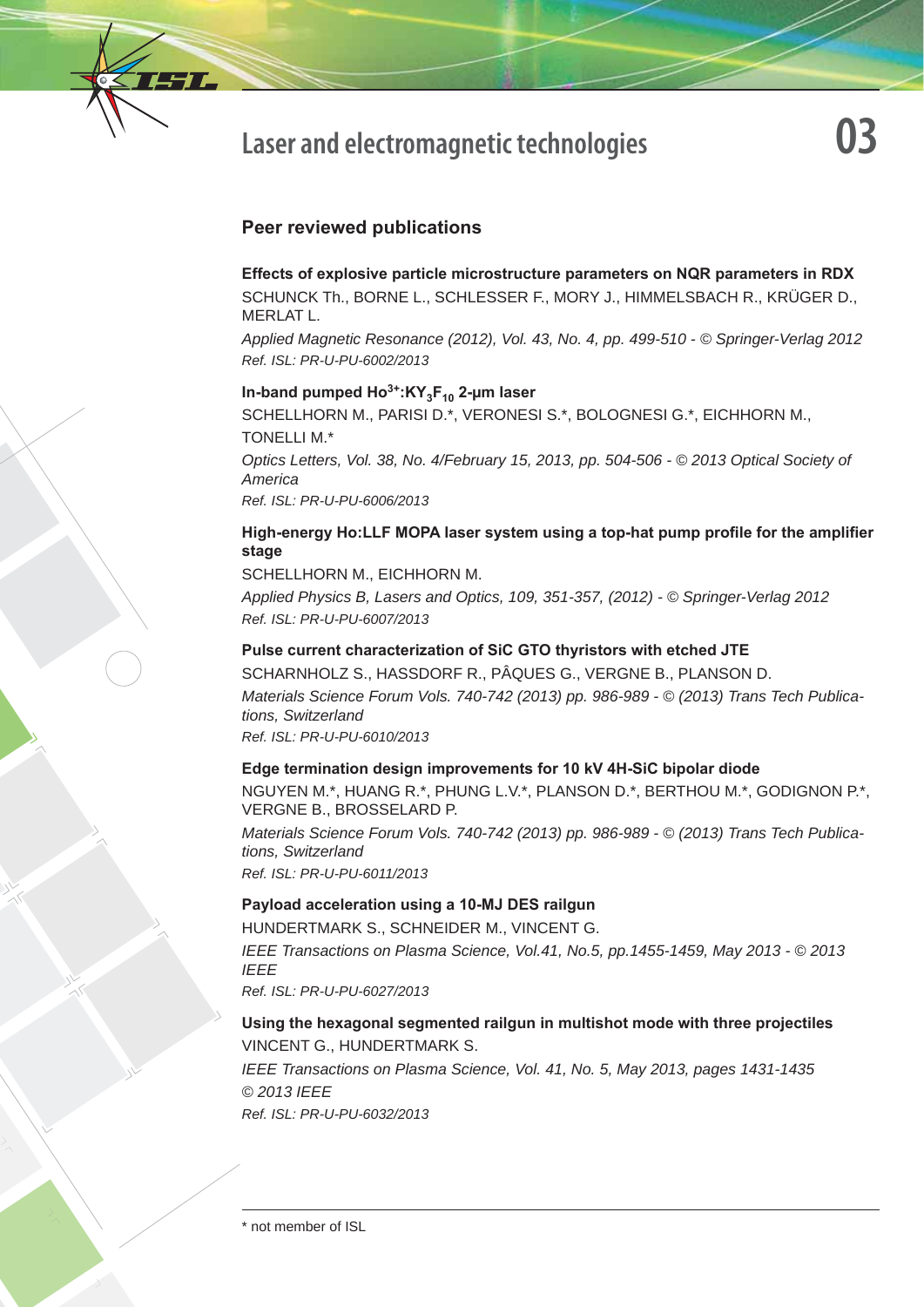# Laser and electromagnetic technologies

## 03

### Peer reviewed publications

**Effects of explosive particle microstructure parameters on NQR parameters in RDX**
SCHUNCK Th., BORNE L., SCHLESSER F., MORY J., HIMMELSBACH R., KRÜGER D., MERLAT L.
*Applied Magnetic Resonance (2012), Vol. 43, No. 4, pp. 499-510 - © Springer-Verlag 2012*
*Ref. ISL: PR-U-PU-6002/2013*

**In-band pumped $Ho^{3+}$:$KY_3F_{10}$ 2-µm laser**
SCHELLHORN M., PARISI D.*, VERONESI S.*, BOLOGNESI G.*, EICHHORN M., TONELLI M.*
*Optics Letters, Vol. 38, No. 4/February 15, 2013, pp. 504-506 - © 2013 Optical Society of America*
*Ref. ISL: PR-U-PU-6006/2013*

**High-energy Ho:LLF MOPA laser system using a top-hat pump profile for the amplifier stage**
SCHELLHORN M., EICHHORN M.
*Applied Physics B, Lasers and Optics, 109, 351-357, (2012) - © Springer-Verlag 2012*
*Ref. ISL: PR-U-PU-6007/2013*

**Pulse current characterization of SiC GTO thyristors with etched JTE**
SCHARNHOLZ S., HASSDORF R., PÂQUES G., VERGNE B., PLANSON D.
*Materials Science Forum Vols. 740-742 (2013) pp. 986-989 - © (2013) Trans Tech Publications, Switzerland*
*Ref. ISL: PR-U-PU-6010/2013*

**Edge termination design improvements for 10 kV 4H-SiC bipolar diode**
NGUYEN M.*, HUANG R.*, PHUNG L.V.*, PLANSON D.*, BERTHOU M.*, GODIGNON P.*, VERGNE B., BROSSELARD P.
*Materials Science Forum Vols. 740-742 (2013) pp. 986-989 - © (2013) Trans Tech Publications, Switzerland*
*Ref. ISL: PR-U-PU-6011/2013*

**Payload acceleration using a 10-MJ DES railgun**
HUNDERTMARK S., SCHNEIDER M., VINCENT G.
*IEEE Transactions on Plasma Science, Vol.41, No.5, pp.1455-1459, May 2013 - © 2013 IEEE*
*Ref. ISL: PR-U-PU-6027/2013*

**Using the hexagonal segmented railgun in multishot mode with three projectiles**
VINCENT G., HUNDERTMARK S.
*IEEE Transactions on Plasma Science, Vol. 41, No. 5, May 2013, pages 1431-1435 © 2013 IEEE*
*Ref. ISL: PR-U-PU-6032/2013*

---

\* not member of ISL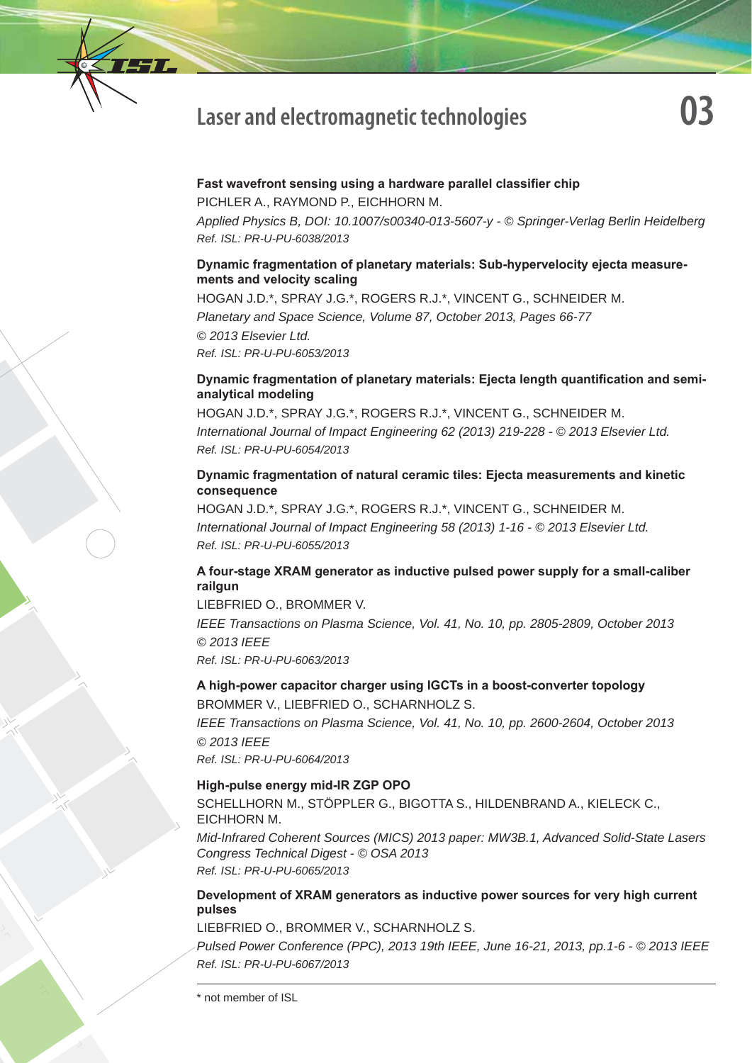# Laser and electromagnetic technologies

**03**

**Fast wavefront sensing using a hardware parallel classifier chip**
PICHLER A., RAYMOND P., EICHHORN M.
*Applied Physics B, DOI: 10.1007/s00340-013-5607-y - © Springer-Verlag Berlin Heidelberg*
*Ref. ISL: PR-U-PU-6038/2013*

**Dynamic fragmentation of planetary materials: Sub-hypervelocity ejecta measurements and velocity scaling**
HOGAN J.D.*, SPRAY J.G.*, ROGERS R.J.*, VINCENT G., SCHNEIDER M.
*Planetary and Space Science, Volume 87, October 2013, Pages 66-77*
*© 2013 Elsevier Ltd.*
*Ref. ISL: PR-U-PU-6053/2013*

**Dynamic fragmentation of planetary materials: Ejecta length quantification and semi-analytical modeling**
HOGAN J.D.*, SPRAY J.G.*, ROGERS R.J.*, VINCENT G., SCHNEIDER M.
*International Journal of Impact Engineering 62 (2013) 219-228 - © 2013 Elsevier Ltd.*
*Ref. ISL: PR-U-PU-6054/2013*

**Dynamic fragmentation of natural ceramic tiles: Ejecta measurements and kinetic consequence**
HOGAN J.D.*, SPRAY J.G.*, ROGERS R.J.*, VINCENT G., SCHNEIDER M.
*International Journal of Impact Engineering 58 (2013) 1-16 - © 2013 Elsevier Ltd.*
*Ref. ISL: PR-U-PU-6055/2013*

**A four-stage XRAM generator as inductive pulsed power supply for a small-caliber railgun**
LIEBFRIED O., BROMMER V.
*IEEE Transactions on Plasma Science, Vol. 41, No. 10, pp. 2805-2809, October 2013*
*© 2013 IEEE*
*Ref. ISL: PR-U-PU-6063/2013*

**A high-power capacitor charger using IGCTs in a boost-converter topology**
BROMMER V., LIEBFRIED O., SCHARNHOLZ S.
*IEEE Transactions on Plasma Science, Vol. 41, No. 10, pp. 2600-2604, October 2013*
*© 2013 IEEE*
*Ref. ISL: PR-U-PU-6064/2013*

**High-pulse energy mid-IR ZGP OPO**
SCHELLHORN M., STÖPPLER G., BIGOTTA S., HILDENBRAND A., KIELECK C., EICHHORN M.
*Mid-Infrared Coherent Sources (MICS) 2013 paper: MW3B.1, Advanced Solid-State Lasers Congress Technical Digest - © OSA 2013*
*Ref. ISL: PR-U-PU-6065/2013*

**Development of XRAM generators as inductive power sources for very high current pulses**
LIEBFRIED O., BROMMER V., SCHARNHOLZ S.
*Pulsed Power Conference (PPC), 2013 19th IEEE, June 16-21, 2013, pp.1-6 - © 2013 IEEE*
*Ref. ISL: PR-U-PU-6067/2013*

---

* not member of ISL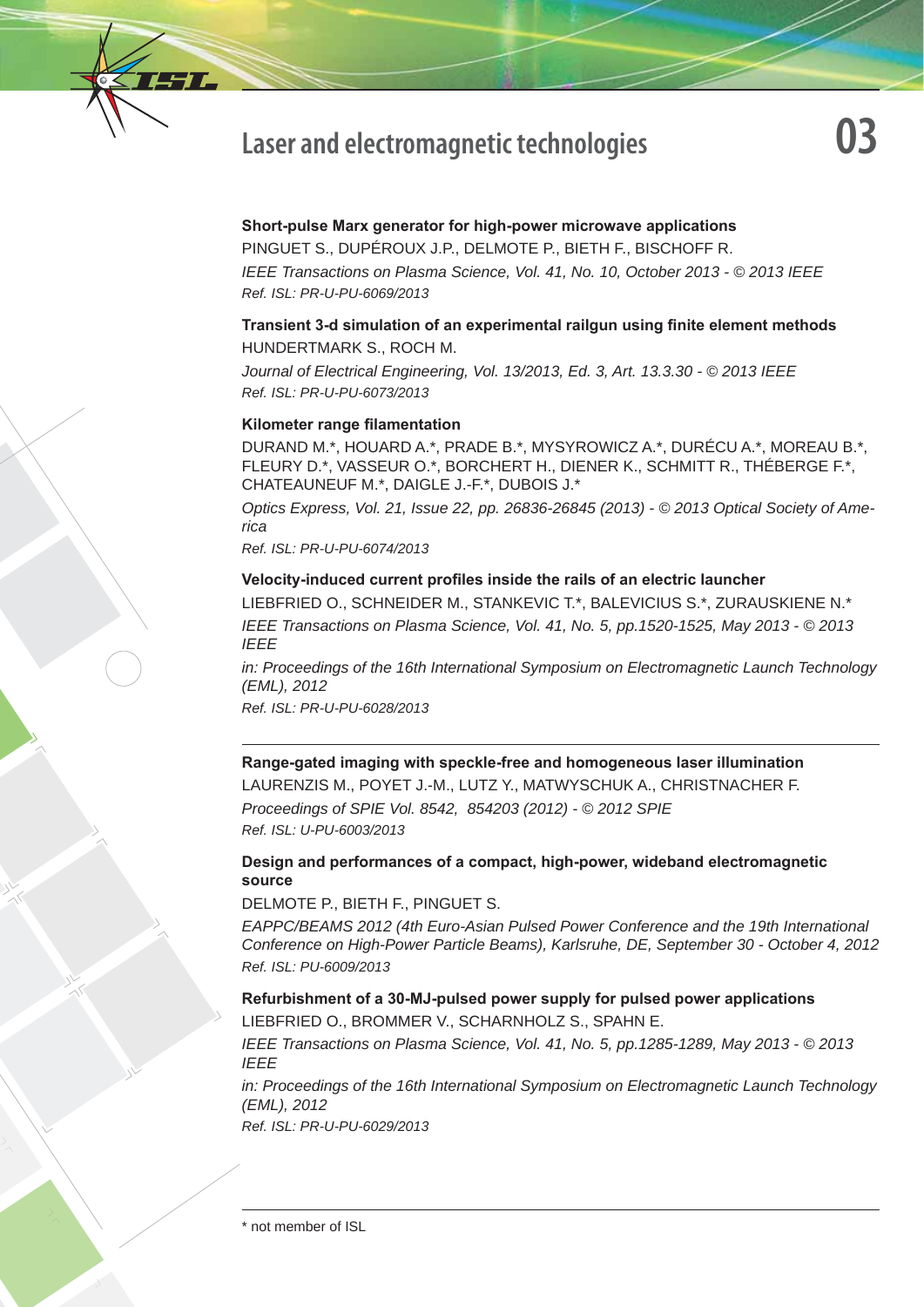## Laser and electromagnetic technologies

# 03

**Short-pulse Marx generator for high-power microwave applications**

PINGUET S., DUPÉROUX J.P., DELMOTE P., BIETH F., BISCHOFF R.

*IEEE Transactions on Plasma Science, Vol. 41, No. 10, October 2013 - © 2013 IEEE*

*Ref. ISL: PR-U-PU-6069/2013*

**Transient 3-d simulation of an experimental railgun using finite element methods**

HUNDERTMARK S., ROCH M.

*Journal of Electrical Engineering, Vol. 13/2013, Ed. 3, Art. 13.3.30 - © 2013 IEEE*

*Ref. ISL: PR-U-PU-6073/2013*

**Kilometer range filamentation**

DURAND M.*, HOUARD A.*, PRADE B.*, MYSYROWICZ A.*, DURÉCU A.*, MOREAU B.*, FLEURY D.*, VASSEUR O.*, BORCHERT H., DIENER K., SCHMITT R., THÉBERGE F.*, CHATEAUNEUF M.*, DAIGLE J.-F.*, DUBOIS J.*

*Optics Express, Vol. 21, Issue 22, pp. 26836-26845 (2013) - © 2013 Optical Society of America*

*Ref. ISL: PR-U-PU-6074/2013*

**Velocity-induced current profiles inside the rails of an electric launcher**

LIEBFRIED O., SCHNEIDER M., STANKEVIC T.*, BALEVICIUS S.*, ZURAUSKIENE N.*

*IEEE Transactions on Plasma Science, Vol. 41, No. 5, pp.1520-1525, May 2013 - © 2013 IEEE*

*in: Proceedings of the 16th International Symposium on Electromagnetic Launch Technology (EML), 2012*

*Ref. ISL: PR-U-PU-6028/2013*

---

**Range-gated imaging with speckle-free and homogeneous laser illumination**

LAURENZIS M., POYET J.-M., LUTZ Y., MATWYSCHUK A., CHRISTNACHER F.

*Proceedings of SPIE Vol. 8542, 854203 (2012) - © 2012 SPIE*

*Ref. ISL: U-PU-6003/2013*

**Design and performances of a compact, high-power, wideband electromagnetic source**

DELMOTE P., BIETH F., PINGUET S.

*EAPPC/BEAMS 2012 (4th Euro-Asian Pulsed Power Conference and the 19th International Conference on High-Power Particle Beams), Karlsruhe, DE, September 30 - October 4, 2012*

*Ref. ISL: PU-6009/2013*

**Refurbishment of a 30-MJ-pulsed power supply for pulsed power applications**

LIEBFRIED O., BROMMER V., SCHARNHOLZ S., SPAHN E.

*IEEE Transactions on Plasma Science, Vol. 41, No. 5, pp.1285-1289, May 2013 - © 2013 IEEE*

*in: Proceedings of the 16th International Symposium on Electromagnetic Launch Technology (EML), 2012*

*Ref. ISL: PR-U-PU-6029/2013*

---

\* not member of ISL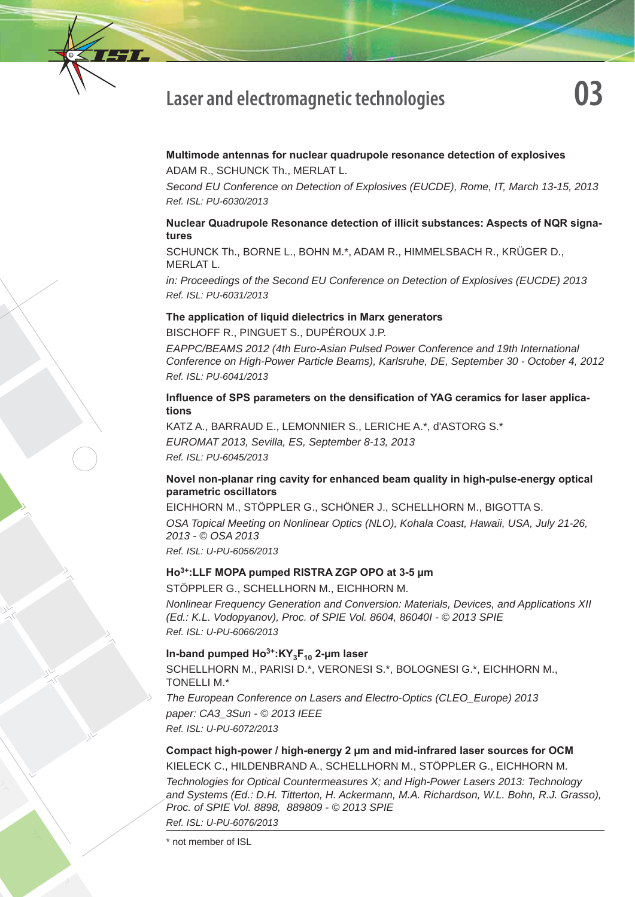# Laser and electromagnetic technologies

**Multimode antennas for nuclear quadrupole resonance detection of explosives**

ADAM R., SCHUNCK Th., MERLAT L.

*Second EU Conference on Detection of Explosives (EUCDE), Rome, IT, March 13-15, 2013*

*Ref. ISL: PU-6030/2013*

**Nuclear Quadrupole Resonance detection of illicit substances: Aspects of NQR signatures**

SCHUNCK Th., BORNE L., BOHN M.*, ADAM R., HIMMELSBACH R., KRÜGER D., MERLAT L.

*in: Proceedings of the Second EU Conference on Detection of Explosives (EUCDE) 2013*

*Ref. ISL: PU-6031/2013*

**The application of liquid dielectrics in Marx generators**

BISCHOFF R., PINGUET S., DUPÉROUX J.P.

*EAPPC/BEAMS 2012 (4th Euro-Asian Pulsed Power Conference and 19th International Conference on High-Power Particle Beams), Karlsruhe, DE, September 30 - October 4, 2012*

*Ref. ISL: PU-6041/2013*

**Influence of SPS parameters on the densification of YAG ceramics for laser applications**

KATZ A., BARRAUD E., LEMONNIER S., LERICHE A.*, d'ASTORG S.*

*EUROMAT 2013, Sevilla, ES, September 8-13, 2013*

*Ref. ISL: PU-6045/2013*

**Novel non-planar ring cavity for enhanced beam quality in high-pulse-energy optical parametric oscillators**

EICHHORN M., STÖPPLER G., SCHÖNER J., SCHELLHORN M., BIGOTTA S.

*OSA Topical Meeting on Nonlinear Optics (NLO), Kohala Coast, Hawaii, USA, July 21-26, 2013 - © OSA 2013*

*Ref. ISL: U-PU-6056/2013*

**$Ho^{3+}$:LLF MOPA pumped RISTRA ZGP OPO at 3-5 µm**

STÖPPLER G., SCHELLHORN M., EICHHORN M.

*Nonlinear Frequency Generation and Conversion: Materials, Devices, and Applications XII (Ed.: K.L. Vodopyanov), Proc. of SPIE Vol. 8604, 86040I - © 2013 SPIE*

*Ref. ISL: U-PU-6066/2013*

**In-band pumped $Ho^{3+}$:$KY_3F_{10}$ 2-µm laser**

SCHELLHORN M., PARISI D.*, VERONESI S.*, BOLOGNESI G.*, EICHHORN M., TONELLI M.*

*The European Conference on Lasers and Electro-Optics (CLEO_Europe) 2013*

*paper: CA3_3Sun - © 2013 IEEE*

*Ref. ISL: U-PU-6072/2013*

**Compact high-power / high-energy 2 µm and mid-infrared laser sources for OCM**

KIELECK C., HILDENBRAND A., SCHELLHORN M., STÖPPLER G., EICHHORN M.

*Technologies for Optical Countermeasures X; and High-Power Lasers 2013: Technology and Systems (Ed.: D.H. Titterton, H. Ackermann, M.A. Richardson, W.L. Bohn, R.J. Grasso), Proc. of SPIE Vol. 8898, 889809 - © 2013 SPIE*

*Ref. ISL: U-PU-6076/2013*

---

\* not member of ISL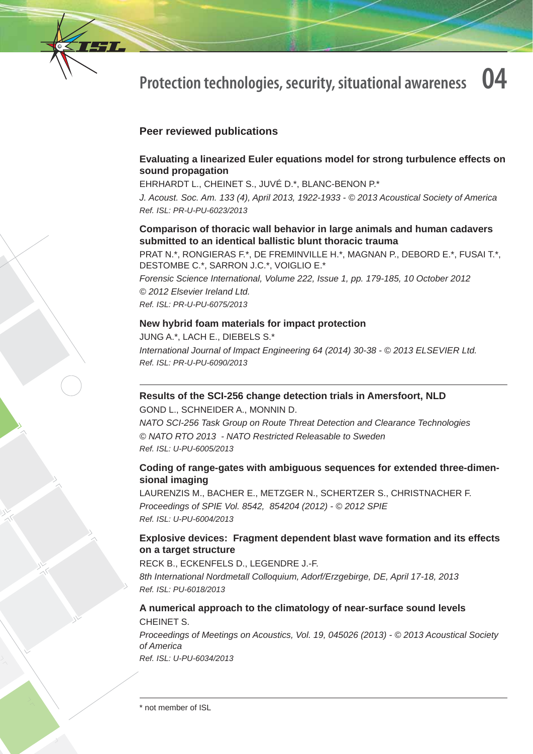# Protection technologies, security, situational awareness 04

## Peer reviewed publications

### Evaluating a linearized Euler equations model for strong turbulence effects on sound propagation

EHRHARDT L., CHEINET S., JUVÉ D.*, BLANC-BENON P.*

*J. Acoust. Soc. Am. 133 (4), April 2013, 1922-1933 - © 2013 Acoustical Society of America*

*Ref. ISL: PR-U-PU-6023/2013*

### Comparison of thoracic wall behavior in large animals and human cadavers submitted to an identical ballistic blunt thoracic trauma

PRAT N.*, RONGIERAS F.*, DE FREMINVILLE H.*, MAGNAN P., DEBORD E.*, FUSAI T.*, DESTOMBE C.*, SARRON J.C.*, VOIGLIO E.*

*Forensic Science International, Volume 222, Issue 1, pp. 179-185, 10 October 2012*

*© 2012 Elsevier Ireland Ltd.*

*Ref. ISL: PR-U-PU-6075/2013*

### New hybrid foam materials for impact protection

JUNG A.*, LACH E., DIEBELS S.*

*International Journal of Impact Engineering 64 (2014) 30-38 - © 2013 ELSEVIER Ltd.*

*Ref. ISL: PR-U-PU-6090/2013*

---

### Results of the SCI-256 change detection trials in Amersfoort, NLD

GOND L., SCHNEIDER A., MONNIN D.

*NATO SCI-256 Task Group on Route Threat Detection and Clearance Technologies*

*© NATO RTO 2013 - NATO Restricted Releasable to Sweden*

*Ref. ISL: U-PU-6005/2013*

### Coding of range-gates with ambiguous sequences for extended three-dimensional imaging

LAURENZIS M., BACHER E., METZGER N., SCHERTZER S., CHRISTNACHER F.

*Proceedings of SPIE Vol. 8542, 854204 (2012) - © 2012 SPIE*

*Ref. ISL: U-PU-6004/2013*

### Explosive devices: Fragment dependent blast wave formation and its effects on a target structure

RECK B., ECKENFELS D., LEGENDRE J.-F.

*8th International Nordmetall Colloquium, Adorf/Erzgebirge, DE, April 17-18, 2013*

*Ref. ISL: PU-6018/2013*

### A numerical approach to the climatology of near-surface sound levels

CHEINET S.

*Proceedings of Meetings on Acoustics, Vol. 19, 045026 (2013) - © 2013 Acoustical Society of America*

*Ref. ISL: U-PU-6034/2013*

---

\* not member of ISL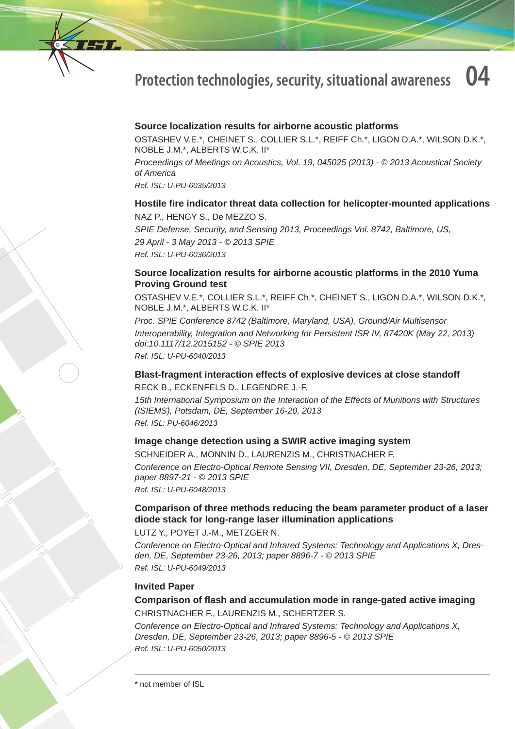# Protection technologies, security, situational awareness 04

### Source localization results for airborne acoustic platforms

OSTASHEV V.E.*, CHEINET S., COLLIER S.L.*, REIFF Ch.*, LIGON D.A.*, WILSON D.K.*, NOBLE J.M.*, ALBERTS W.C.K. II*

*Proceedings of Meetings on Acoustics, Vol. 19, 045025 (2013) - © 2013 Acoustical Society of America*

*Ref. ISL: U-PU-6035/2013*

### Hostile fire indicator threat data collection for helicopter-mounted applications

NAZ P., HENGY S., De MEZZO S.

*SPIE Defense, Security, and Sensing 2013, Proceedings Vol. 8742, Baltimore, US, 29 April - 3 May 2013 - © 2013 SPIE*

*Ref. ISL: U-PU-6036/2013*

### Source localization results for airborne acoustic platforms in the 2010 Yuma Proving Ground test

OSTASHEV V.E.*, COLLIER S.L.*, REIFF Ch.*, CHEINET S., LIGON D.A.*, WILSON D.K.*, NOBLE J.M.*, ALBERTS W.C.K. II*

*Proc. SPIE Conference 8742 (Baltimore, Maryland, USA), Ground/Air Multisensor Interoperability, Integration and Networking for Persistent ISR IV, 87420K (May 22, 2013) doi:10.1117/12.2015152 - © SPIE 2013*

*Ref. ISL: U-PU-6040/2013*

### Blast-fragment interaction effects of explosive devices at close standoff

RECK B., ECKENFELS D., LEGENDRE J.-F.

*15th International Symposium on the Interaction of the Effects of Munitions with Structures (ISIEMS), Potsdam, DE, September 16-20, 2013*

*Ref. ISL: PU-6046/2013*

### Image change detection using a SWIR active imaging system

SCHNEIDER A., MONNIN D., LAURENZIS M., CHRISTNACHER F.

*Conference on Electro-Optical Remote Sensing VII, Dresden, DE, September 23-26, 2013; paper 8897-21 - © 2013 SPIE*

*Ref. ISL: U-PU-6048/2013*

### Comparison of three methods reducing the beam parameter product of a laser diode stack for long-range laser illumination applications

LUTZ Y., POYET J.-M., METZGER N.

*Conference on Electro-Optical and Infrared Systems: Technology and Applications X, Dresden, DE, September 23-26, 2013; paper 8896-7 - © 2013 SPIE*

*Ref. ISL: U-PU-6049/2013*

**Invited Paper**

### Comparison of flash and accumulation mode in range-gated active imaging

CHRISTNACHER F., LAURENZIS M., SCHERTZER S.

*Conference on Electro-Optical and Infrared Systems: Technology and Applications X, Dresden, DE, September 23-26, 2013; paper 8896-5 - © 2013 SPIE*

*Ref. ISL: U-PU-6050/2013*

---

\* not member of ISL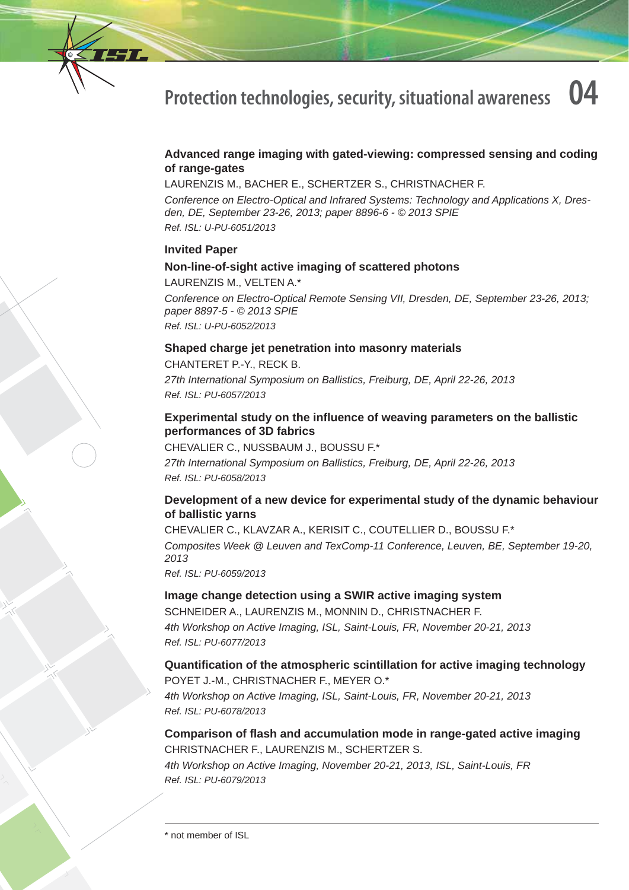# Protection technologies, security, situational awareness 04

**Advanced range imaging with gated-viewing: compressed sensing and coding of range-gates**

LAURENZIS M., BACHER E., SCHERTZER S., CHRISTNACHER F.

*Conference on Electro-Optical and Infrared Systems: Technology and Applications X, Dresden, DE, September 23-26, 2013; paper 8896-6 - © 2013 SPIE*

*Ref. ISL: U-PU-6051/2013*

**Invited Paper**

**Non-line-of-sight active imaging of scattered photons**

LAURENZIS M., VELTEN A.*

*Conference on Electro-Optical Remote Sensing VII, Dresden, DE, September 23-26, 2013; paper 8897-5 - © 2013 SPIE*

*Ref. ISL: U-PU-6052/2013*

**Shaped charge jet penetration into masonry materials**

CHANTERET P.-Y., RECK B.

*27th International Symposium on Ballistics, Freiburg, DE, April 22-26, 2013*

*Ref. ISL: PU-6057/2013*

**Experimental study on the influence of weaving parameters on the ballistic performances of 3D fabrics**

CHEVALIER C., NUSSBAUM J., BOUSSU F.*

*27th International Symposium on Ballistics, Freiburg, DE, April 22-26, 2013*

*Ref. ISL: PU-6058/2013*

**Development of a new device for experimental study of the dynamic behaviour of ballistic yarns**

CHEVALIER C., KLAVZAR A., KERISIT C., COUTELLIER D., BOUSSU F.*

*Composites Week @ Leuven and TexComp-11 Conference, Leuven, BE, September 19-20, 2013*

*Ref. ISL: PU-6059/2013*

**Image change detection using a SWIR active imaging system**

SCHNEIDER A., LAURENZIS M., MONNIN D., CHRISTNACHER F.

*4th Workshop on Active Imaging, ISL, Saint-Louis, FR, November 20-21, 2013*

*Ref. ISL: PU-6077/2013*

**Quantification of the atmospheric scintillation for active imaging technology**

POYET J.-M., CHRISTNACHER F., MEYER O.*

*4th Workshop on Active Imaging, ISL, Saint-Louis, FR, November 20-21, 2013*

*Ref. ISL: PU-6078/2013*

**Comparison of flash and accumulation mode in range-gated active imaging**

CHRISTNACHER F., LAURENZIS M., SCHERTZER S.

*4th Workshop on Active Imaging, November 20-21, 2013, ISL, Saint-Louis, FR*

*Ref. ISL: PU-6079/2013*

---

\* not member of ISL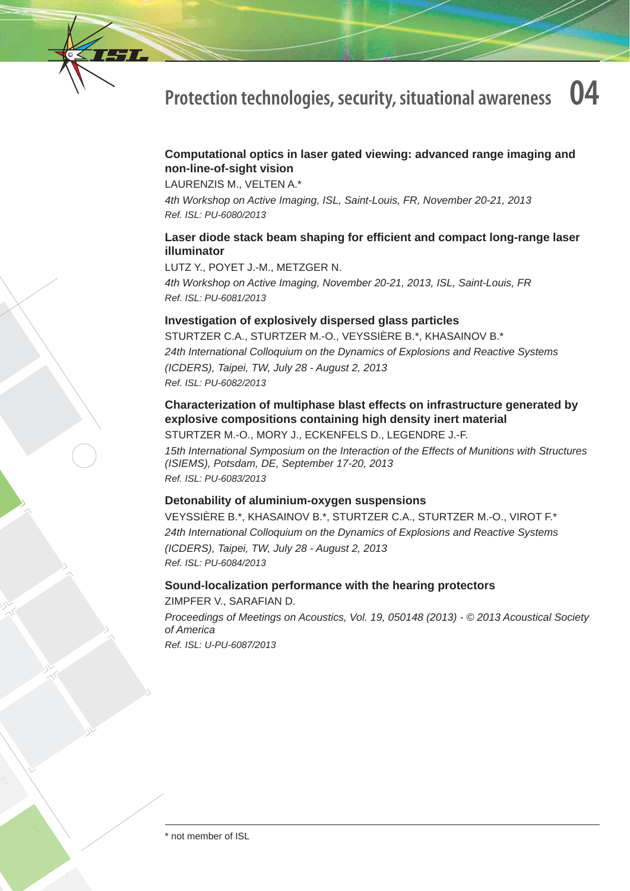# Protection technologies, security, situational awareness 04

### Computational optics in laser gated viewing: advanced range imaging and non-line-of-sight vision

LAURENZIS M., VELTEN A.*

*4th Workshop on Active Imaging, ISL, Saint-Louis, FR, November 20-21, 2013*

*Ref. ISL: PU-6080/2013*

### Laser diode stack beam shaping for efficient and compact long-range laser illuminator

LUTZ Y., POYET J.-M., METZGER N.

*4th Workshop on Active Imaging, November 20-21, 2013, ISL, Saint-Louis, FR*

*Ref. ISL: PU-6081/2013*

### Investigation of explosively dispersed glass particles

STURTZER C.A., STURTZER M.-O., VEYSSIÈRE B.*, KHASAINOV B.*

*24th International Colloquium on the Dynamics of Explosions and Reactive Systems (ICDERS), Taipei, TW, July 28 - August 2, 2013*

*Ref. ISL: PU-6082/2013*

### Characterization of multiphase blast effects on infrastructure generated by explosive compositions containing high density inert material

STURTZER M.-O., MORY J., ECKENFELS D., LEGENDRE J.-F.

*15th International Symposium on the Interaction of the Effects of Munitions with Structures (ISIEMS), Potsdam, DE, September 17-20, 2013*

*Ref. ISL: PU-6083/2013*

### Detonability of aluminium-oxygen suspensions

VEYSSIÈRE B.*, KHASAINOV B.*, STURTZER C.A., STURTZER M.-O., VIROT F.*

*24th International Colloquium on the Dynamics of Explosions and Reactive Systems (ICDERS), Taipei, TW, July 28 - August 2, 2013*

*Ref. ISL: PU-6084/2013*

### Sound-localization performance with the hearing protectors

ZIMPFER V., SARAFIAN D.

*Proceedings of Meetings on Acoustics, Vol. 19, 050148 (2013) - © 2013 Acoustical Society of America*

*Ref. ISL: U-PU-6087/2013*

---

\* not member of ISL